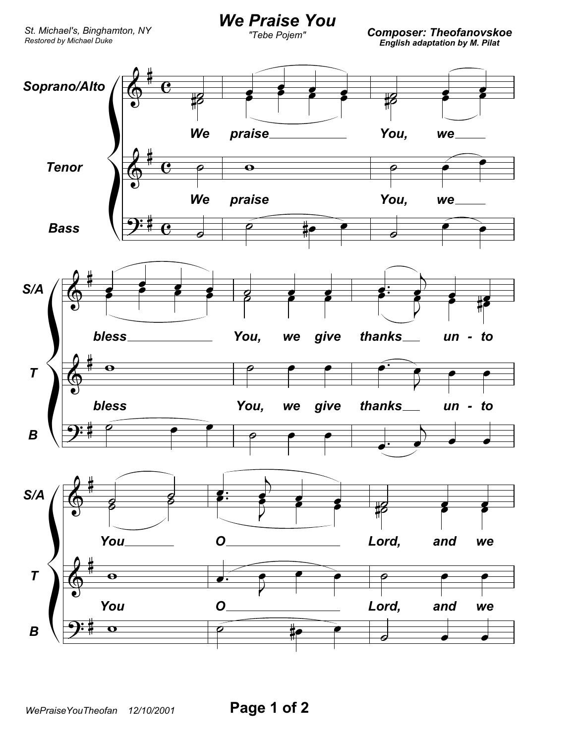St. Michael's, Binghamton, NY
*Restored by Michael Duke*

# We Praise You

"Tebe Pojem"

**Composer: Theofanovskoe**
**English adaptation by M. Pilat**

Soprano/Alto
Tenor
Bass

We praise You, we bless You, we give thanks unto You O Lord, and we

WePraiseYouTheofan 12/10/2001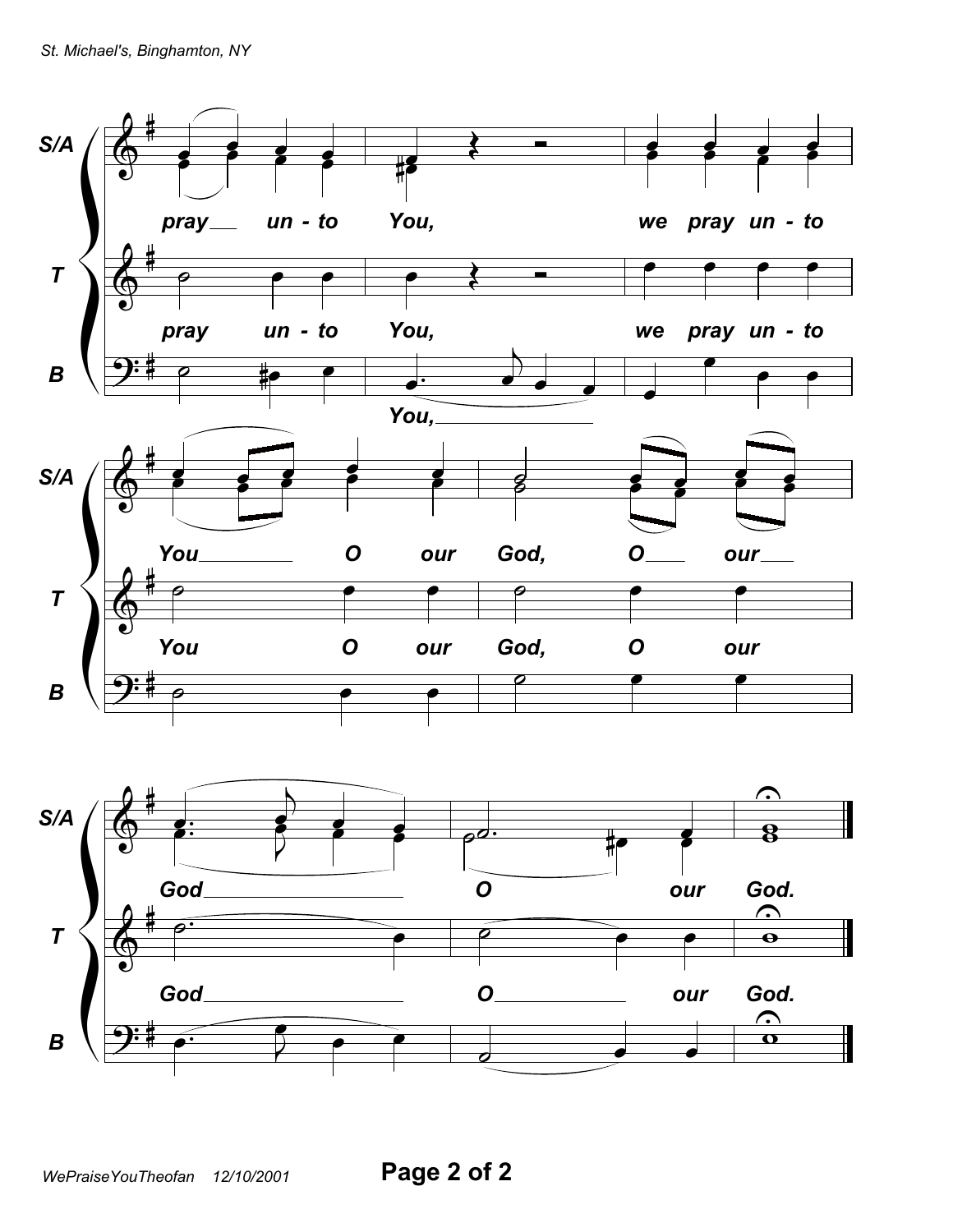S/A: pray__ un - to You, we pray un - to

T: pray un - to You, we pray un - to

B: You,______________

S/A: You________ O our God, O___ our___

T: You O our God, O our

S/A: God_________________ O our God.

T: God_________________ O___________ our God.